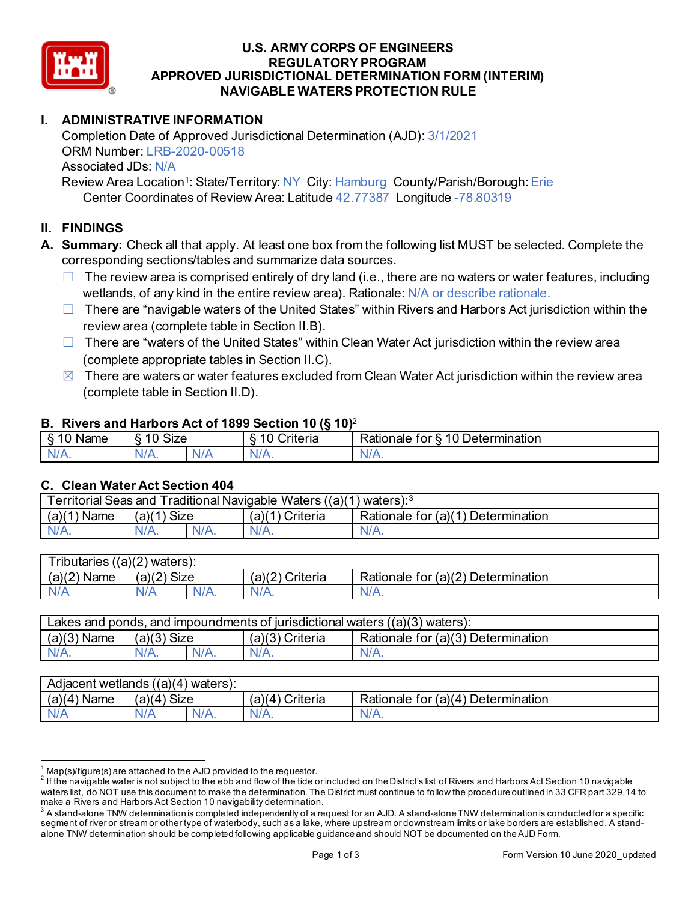# U.S. ARMY CORPS OF ENGINEERS
# REGULATORY PROGRAM
# APPROVED JURISDICTIONAL DETERMINATION FORM (INTERIM)
# NAVIGABLE WATERS PROTECTION RULE

## I. ADMINISTRATIVE INFORMATION

Completion Date of Approved Jurisdictional Determination (AJD): 3/1/2021
ORM Number: LRB-2020-00518
Associated JDs: N/A
Review Area Location[1]: State/Territory: NY City: Hamburg County/Parish/Borough: Erie
Center Coordinates of Review Area: Latitude 42.77387 Longitude -78.80319

## II. FINDINGS

**A. Summary:** Check all that apply. At least one box from the following list MUST be selected. Complete the corresponding sections/tables and summarize data sources.

- ☐ The review area is comprised entirely of dry land (i.e., there are no waters or water features, including wetlands, of any kind in the entire review area). Rationale: N/A or describe rationale.
- ☐ There are "navigable waters of the United States" within Rivers and Harbors Act jurisdiction within the review area (complete table in Section II.B).
- ☐ There are "waters of the United States" within Clean Water Act jurisdiction within the review area (complete appropriate tables in Section II.C).
- ☒ There are waters or water features excluded from Clean Water Act jurisdiction within the review area (complete table in Section II.D).

### B. Rivers and Harbors Act of 1899 Section 10 (§ 10)[2]

| § 10 Name | § 10 Size | | § 10 Criteria | Rationale for § 10 Determination |
|---|---|---|---|---|
| N/A. | N/A. | N/A | N/A. | N/A. |

### C. Clean Water Act Section 404

| Territorial Seas and Traditional Navigable Waters ((a)(1) waters):[3] | | | | |
|---|---|---|---|---|
| (a)(1) Name | (a)(1) Size | | (a)(1) Criteria | Rationale for (a)(1) Determination |
| N/A. | N/A. | N/A. | N/A. | N/A. |

| Tributaries ((a)(2) waters): | | | | |
|---|---|---|---|---|
| (a)(2) Name | (a)(2) Size | | (a)(2) Criteria | Rationale for (a)(2) Determination |
| N/A | N/A | N/A. | N/A. | N/A. |

| Lakes and ponds, and impoundments of jurisdictional waters ((a)(3) waters): | | | | |
|---|---|---|---|---|
| (a)(3) Name | (a)(3) Size | | (a)(3) Criteria | Rationale for (a)(3) Determination |
| N/A. | N/A. | N/A. | N/A. | N/A. |

| Adjacent wetlands ((a)(4) waters): | | | | |
|---|---|---|---|---|
| (a)(4) Name | (a)(4) Size | | (a)(4) Criteria | Rationale for (a)(4) Determination |
| N/A | N/A | N/A. | N/A. | N/A. |

---

[1] Map(s)/figure(s) are attached to the AJD provided to the requestor.

[2] If the navigable water is not subject to the ebb and flow of the tide or included on the District's list of Rivers and Harbors Act Section 10 navigable waters list, do NOT use this document to make the determination. The District must continue to follow the procedure outlined in 33 CFR part 329.14 to make a Rivers and Harbors Act Section 10 navigability determination.

[3] A stand-alone TNW determination is completed independently of a request for an AJD. A stand-alone TNW determination is conducted for a specific segment of river or stream or other type of waterbody, such as a lake, where upstream or downstream limits or lake borders are established. A stand-alone TNW determination should be completed following applicable guidance and should NOT be documented on the AJD Form.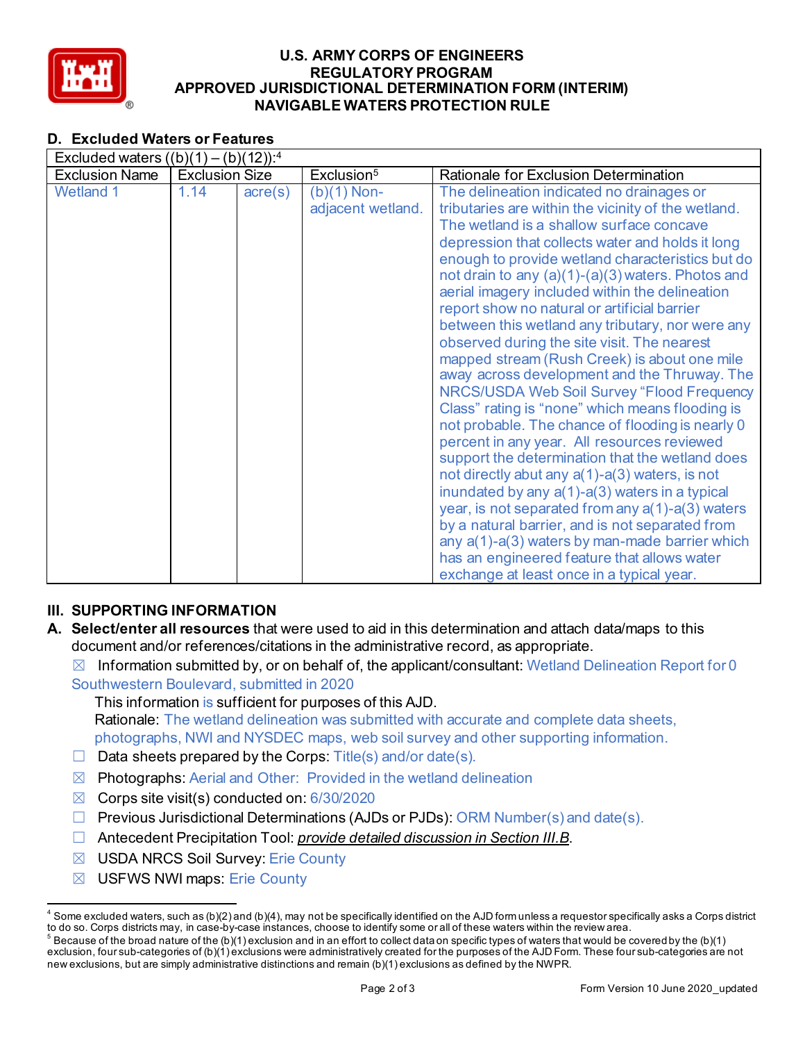**U.S. ARMY CORPS OF ENGINEERS**
**REGULATORY PROGRAM**
**APPROVED JURISDICTIONAL DETERMINATION FORM (INTERIM)**
**NAVIGABLE WATERS PROTECTION RULE**

## D. Excluded Waters or Features

| Excluded waters ((b)(1) – (b)(12)):[4] | | | | |
|---|---|---|---|---|
| Exclusion Name | Exclusion Size | | Exclusion[5] | Rationale for Exclusion Determination |
| Wetland 1 | 1.14 | acre(s) | (b)(1) Non-adjacent wetland. | The delineation indicated no drainages or tributaries are within the vicinity of the wetland. The wetland is a shallow surface concave depression that collects water and holds it long enough to provide wetland characteristics but do not drain to any (a)(1)-(a)(3) waters. Photos and aerial imagery included within the delineation report show no natural or artificial barrier between this wetland any tributary, nor were any observed during the site visit. The nearest mapped stream (Rush Creek) is about one mile away across development and the Thruway. The NRCS/USDA Web Soil Survey "Flood Frequency Class" rating is "none" which means flooding is not probable. The chance of flooding is nearly 0 percent in any year. All resources reviewed support the determination that the wetland does not directly abut any a(1)-a(3) waters, is not inundated by any a(1)-a(3) waters in a typical year, is not separated from any a(1)-a(3) waters by a natural barrier, and is not separated from any a(1)-a(3) waters by man-made barrier which has an engineered feature that allows water exchange at least once in a typical year. |

## III. SUPPORTING INFORMATION

**A. Select/enter all resources** that were used to aid in this determination and attach data/maps to this document and/or references/citations in the administrative record, as appropriate.

☒ Information submitted by, or on behalf of, the applicant/consultant: Wetland Delineation Report for 0 Southwestern Boulevard, submitted in 2020

This information is sufficient for purposes of this AJD.
Rationale: The wetland delineation was submitted with accurate and complete data sheets, photographs, NWI and NYSDEC maps, web soil survey and other supporting information.

☐ Data sheets prepared by the Corps: Title(s) and/or date(s).

☒ Photographs: Aerial and Other: Provided in the wetland delineation

☒ Corps site visit(s) conducted on: 6/30/2020

☐ Previous Jurisdictional Determinations (AJDs or PJDs): ORM Number(s) and date(s).

☐ Antecedent Precipitation Tool: *provide detailed discussion in Section III.B*.

☒ USDA NRCS Soil Survey: Erie County

☒ USFWS NWI maps: Erie County

---

[4] Some excluded waters, such as (b)(2) and (b)(4), may not be specifically identified on the AJD form unless a requestor specifically asks a Corps district to do so. Corps districts may, in case-by-case instances, choose to identify some or all of these waters within the review area.

[5] Because of the broad nature of the (b)(1) exclusion and in an effort to collect data on specific types of waters that would be covered by the (b)(1) exclusion, four sub-categories of (b)(1) exclusions were administratively created for the purposes of the AJD Form. These four sub-categories are not new exclusions, but are simply administrative distinctions and remain (b)(1) exclusions as defined by the NWPR.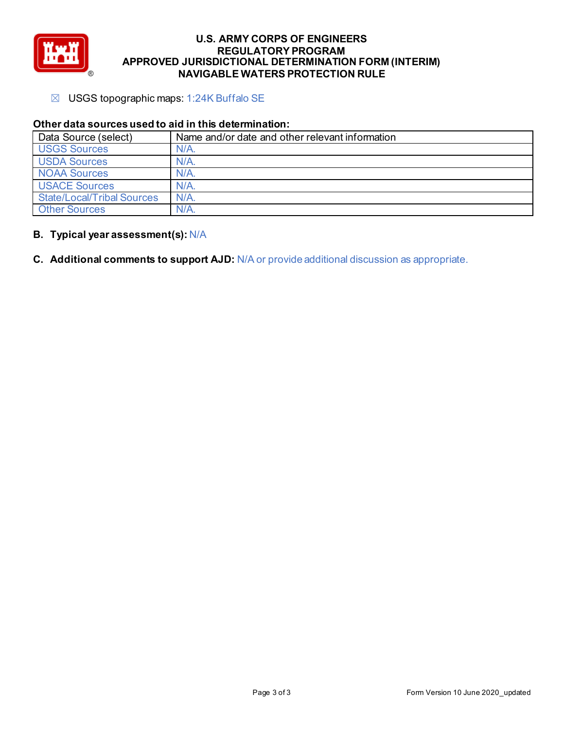☒ USGS topographic maps: 1:24K Buffalo SE

**Other data sources used to aid in this determination:**

| Data Source (select) | Name and/or date and other relevant information |
|---|---|
| USGS Sources | N/A. |
| USDA Sources | N/A. |
| NOAA Sources | N/A. |
| USACE Sources | N/A. |
| State/Local/Tribal Sources | N/A. |
| Other Sources | N/A. |

**B. Typical year assessment(s):** N/A

**C. Additional comments to support AJD:** N/A or provide additional discussion as appropriate.